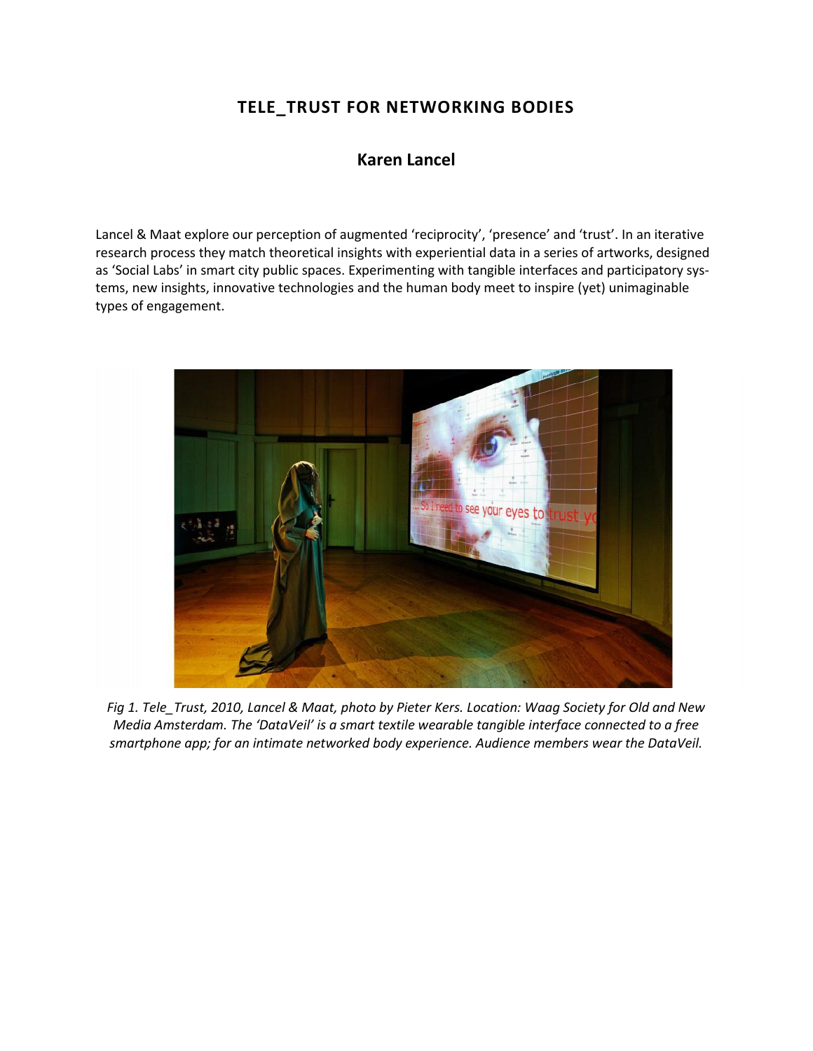# TELE_TRUST FOR NETWORKING BODIES

## Karen Lancel

Lancel & Maat explore our perception of augmented 'reciprocity', 'presence' and 'trust'. In an iterative research process they match theoretical insights with experiential data in a series of artworks, designed as 'Social Labs' in smart city public spaces. Experimenting with tangible interfaces and participatory systems, new insights, innovative technologies and the human body meet to inspire (yet) unimaginable types of engagement.

*Fig 1. Tele_Trust, 2010, Lancel & Maat, photo by Pieter Kers. Location: Waag Society for Old and New Media Amsterdam. The 'DataVeil' is a smart textile wearable tangible interface connected to a free smartphone app; for an intimate networked body experience. Audience members wear the DataVeil.*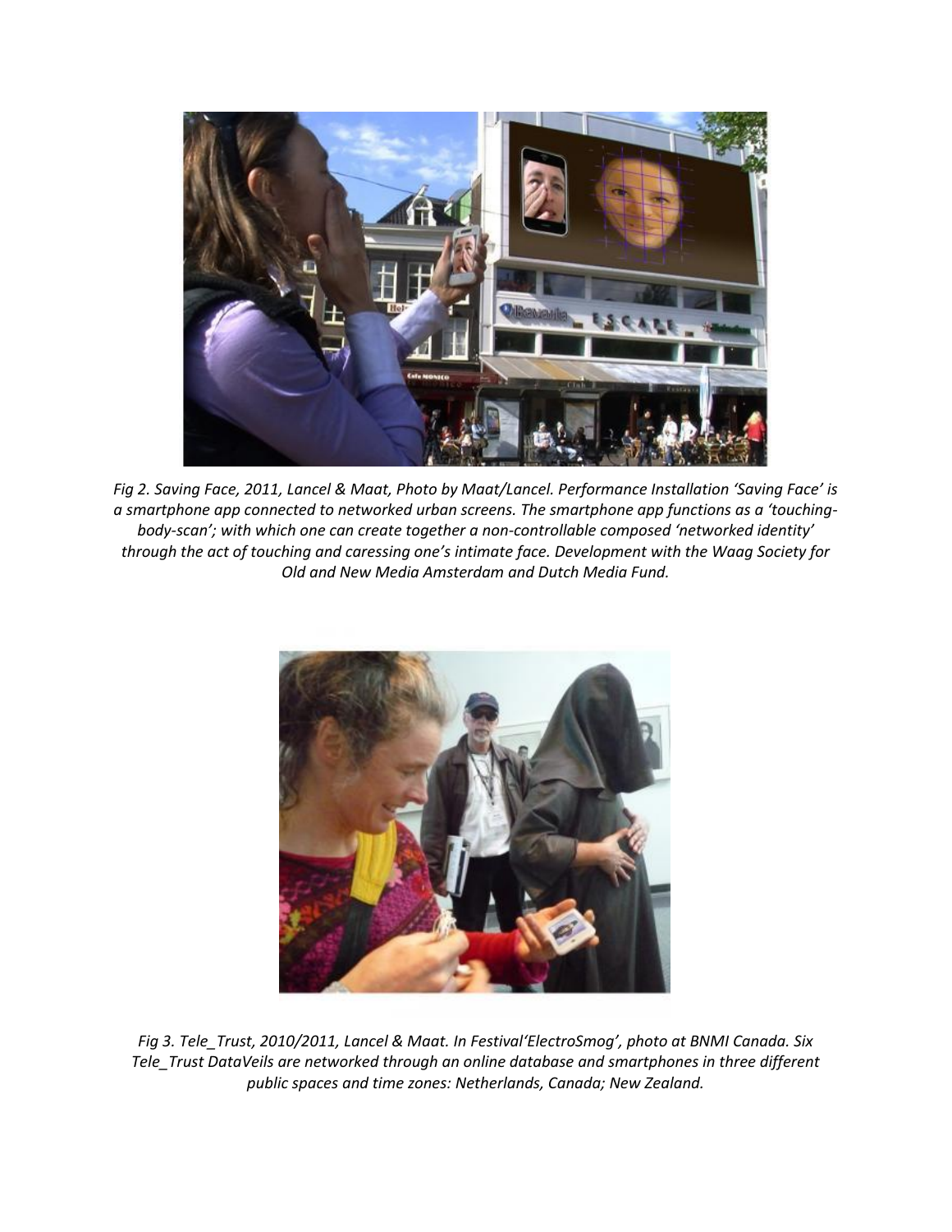*Fig 2. Saving Face, 2011, Lancel & Maat, Photo by Maat/Lancel. Performance Installation 'Saving Face' is a smartphone app connected to networked urban screens. The smartphone app functions as a 'touching-body-scan'; with which one can create together a non-controllable composed 'networked identity' through the act of touching and caressing one's intimate face. Development with the Waag Society for Old and New Media Amsterdam and Dutch Media Fund.*

*Fig 3. Tele_Trust, 2010/2011, Lancel & Maat. In Festival'ElectroSmog', photo at BNMI Canada. Six Tele_Trust DataVeils are networked through an online database and smartphones in three different public spaces and time zones: Netherlands, Canada; New Zealand.*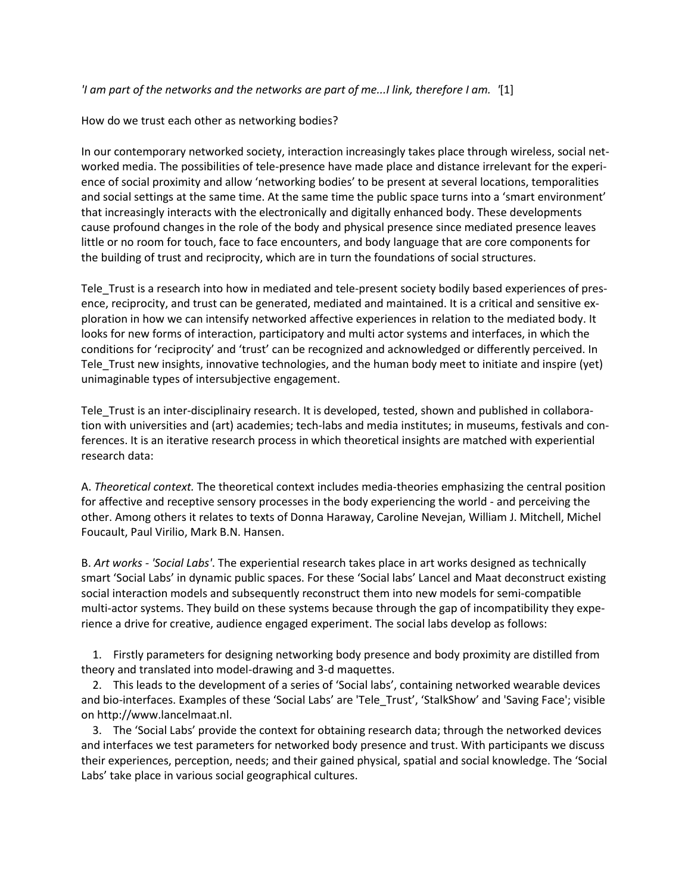*'I am part of the networks and the networks are part of me...I link, therefore I am. '*[1]

How do we trust each other as networking bodies?

In our contemporary networked society, interaction increasingly takes place through wireless, social networked media. The possibilities of tele-presence have made place and distance irrelevant for the experience of social proximity and allow 'networking bodies' to be present at several locations, temporalities and social settings at the same time. At the same time the public space turns into a 'smart environment' that increasingly interacts with the electronically and digitally enhanced body. These developments cause profound changes in the role of the body and physical presence since mediated presence leaves little or no room for touch, face to face encounters, and body language that are core components for the building of trust and reciprocity, which are in turn the foundations of social structures.

Tele_Trust is a research into how in mediated and tele-present society bodily based experiences of presence, reciprocity, and trust can be generated, mediated and maintained. It is a critical and sensitive exploration in how we can intensify networked affective experiences in relation to the mediated body. It looks for new forms of interaction, participatory and multi actor systems and interfaces, in which the conditions for 'reciprocity' and 'trust' can be recognized and acknowledged or differently perceived. In Tele_Trust new insights, innovative technologies, and the human body meet to initiate and inspire (yet) unimaginable types of intersubjective engagement.

Tele_Trust is an inter-disciplinairy research. It is developed, tested, shown and published in collaboration with universities and (art) academies; tech-labs and media institutes; in museums, festivals and conferences. It is an iterative research process in which theoretical insights are matched with experiential research data:

A. *Theoretical context.* The theoretical context includes media-theories emphasizing the central position for affective and receptive sensory processes in the body experiencing the world - and perceiving the other. Among others it relates to texts of Donna Haraway, Caroline Nevejan, William J. Mitchell, Michel Foucault, Paul Virilio, Mark B.N. Hansen.

B. *Art works - 'Social Labs'*. The experiential research takes place in art works designed as technically smart 'Social Labs' in dynamic public spaces. For these 'Social labs' Lancel and Maat deconstruct existing social interaction models and subsequently reconstruct them into new models for semi-compatible multi-actor systems. They build on these systems because through the gap of incompatibility they experience a drive for creative, audience engaged experiment. The social labs develop as follows:

1. Firstly parameters for designing networking body presence and body proximity are distilled from theory and translated into model-drawing and 3-d maquettes.
2. This leads to the development of a series of 'Social labs', containing networked wearable devices and bio-interfaces. Examples of these 'Social Labs' are 'Tele_Trust', 'StalkShow' and 'Saving Face'; visible on http://www.lancelmaat.nl.
3. The 'Social Labs' provide the context for obtaining research data; through the networked devices and interfaces we test parameters for networked body presence and trust. With participants we discuss their experiences, perception, needs; and their gained physical, spatial and social knowledge. The 'Social Labs' take place in various social geographical cultures.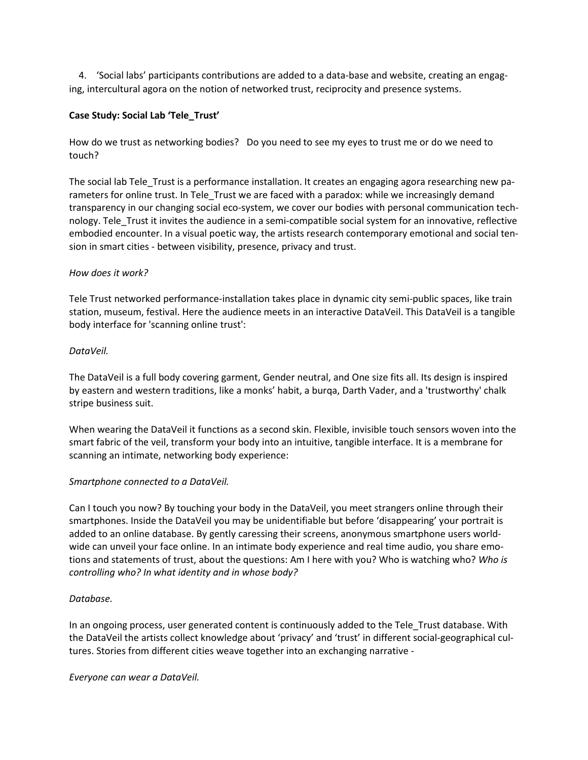4. 'Social labs' participants contributions are added to a data-base and website, creating an engaging, intercultural agora on the notion of networked trust, reciprocity and presence systems.

**Case Study: Social Lab 'Tele_Trust'**

How do we trust as networking bodies? Do you need to see my eyes to trust me or do we need to touch?

The social lab Tele_Trust is a performance installation. It creates an engaging agora researching new parameters for online trust. In Tele_Trust we are faced with a paradox: while we increasingly demand transparency in our changing social eco-system, we cover our bodies with personal communication technology. Tele_Trust it invites the audience in a semi-compatible social system for an innovative, reflective embodied encounter. In a visual poetic way, the artists research contemporary emotional and social tension in smart cities - between visibility, presence, privacy and trust.

*How does it work?*

Tele Trust networked performance-installation takes place in dynamic city semi-public spaces, like train station, museum, festival. Here the audience meets in an interactive DataVeil. This DataVeil is a tangible body interface for 'scanning online trust':

*DataVeil.*

The DataVeil is a full body covering garment, Gender neutral, and One size fits all. Its design is inspired by eastern and western traditions, like a monks' habit, a burqa, Darth Vader, and a 'trustworthy' chalk stripe business suit.

When wearing the DataVeil it functions as a second skin. Flexible, invisible touch sensors woven into the smart fabric of the veil, transform your body into an intuitive, tangible interface. It is a membrane for scanning an intimate, networking body experience:

*Smartphone connected to a DataVeil.*

Can I touch you now? By touching your body in the DataVeil, you meet strangers online through their smartphones. Inside the DataVeil you may be unidentifiable but before 'disappearing' your portrait is added to an online database. By gently caressing their screens, anonymous smartphone users worldwide can unveil your face online. In an intimate body experience and real time audio, you share emotions and statements of trust, about the questions: Am I here with you? Who is watching who? *Who is controlling who? In what identity and in whose body?*

*Database.*

In an ongoing process, user generated content is continuously added to the Tele_Trust database. With the DataVeil the artists collect knowledge about 'privacy' and 'trust' in different social-geographical cultures. Stories from different cities weave together into an exchanging narrative -

*Everyone can wear a DataVeil.*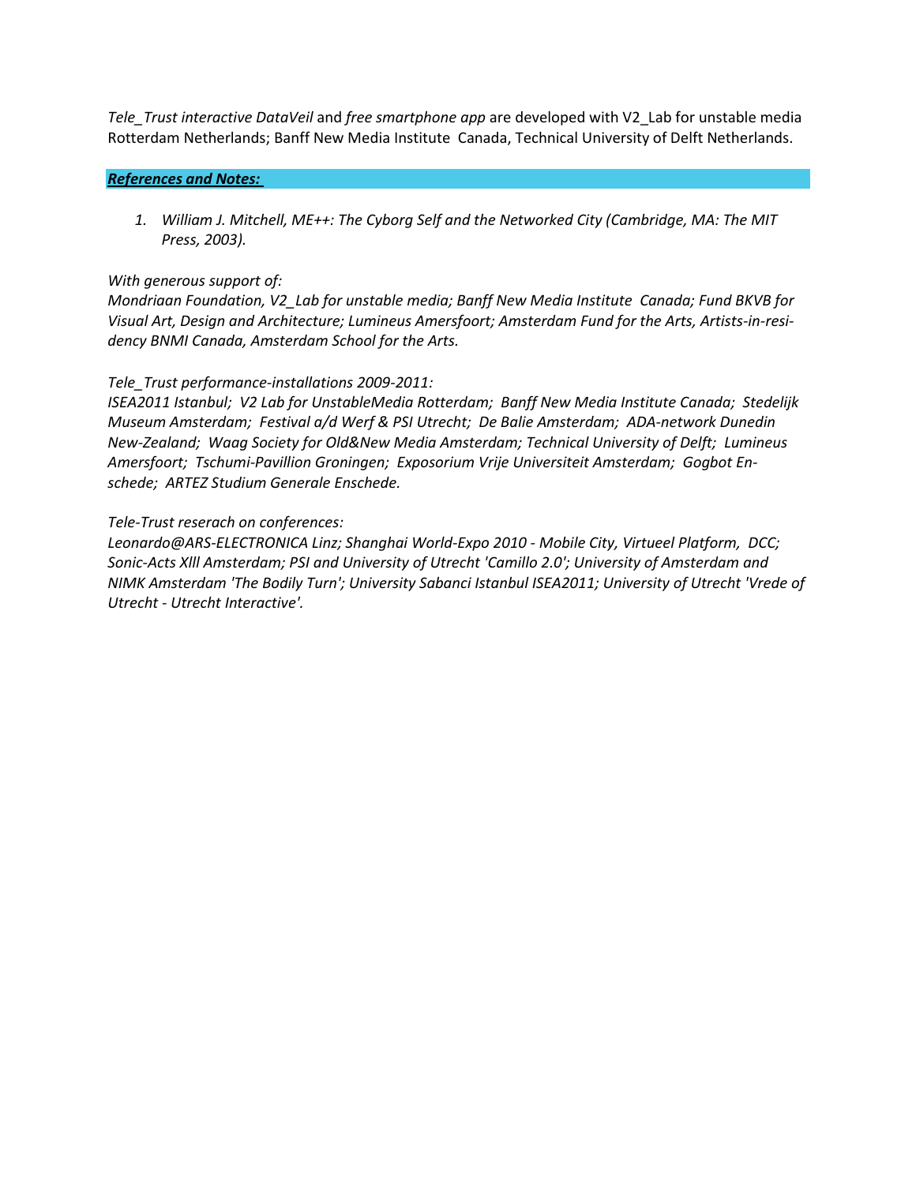*Tele_Trust interactive DataVeil* and *free smartphone app* are developed with V2_Lab for unstable media Rotterdam Netherlands; Banff New Media Institute Canada, Technical University of Delft Netherlands.

***References and Notes:***

1. *William J. Mitchell, ME++: The Cyborg Self and the Networked City (Cambridge, MA: The MIT Press, 2003).*

*With generous support of:*
*Mondriaan Foundation, V2_Lab for unstable media; Banff New Media Institute Canada; Fund BKVB for Visual Art, Design and Architecture; Lumineus Amersfoort; Amsterdam Fund for the Arts, Artists-in-residency BNMI Canada, Amsterdam School for the Arts.*

*Tele_Trust performance-installations 2009-2011:*
*ISEA2011 Istanbul; V2 Lab for UnstableMedia Rotterdam; Banff New Media Institute Canada; Stedelijk Museum Amsterdam; Festival a/d Werf & PSI Utrecht; De Balie Amsterdam; ADA-network Dunedin New-Zealand; Waag Society for Old&New Media Amsterdam; Technical University of Delft; Lumineus Amersfoort; Tschumi-Pavillion Groningen; Exposorium Vrije Universiteit Amsterdam; Gogbot Enschede; ARTEZ Studium Generale Enschede.*

*Tele-Trust reserach on conferences:*
*Leonardo@ARS-ELECTRONICA Linz; Shanghai World-Expo 2010 - Mobile City, Virtueel Platform, DCC; Sonic-Acts XllI Amsterdam; PSI and University of Utrecht 'Camillo 2.0'; University of Amsterdam and NIMK Amsterdam 'The Bodily Turn'; University Sabanci Istanbul ISEA2011; University of Utrecht 'Vrede of Utrecht - Utrecht Interactive'.*